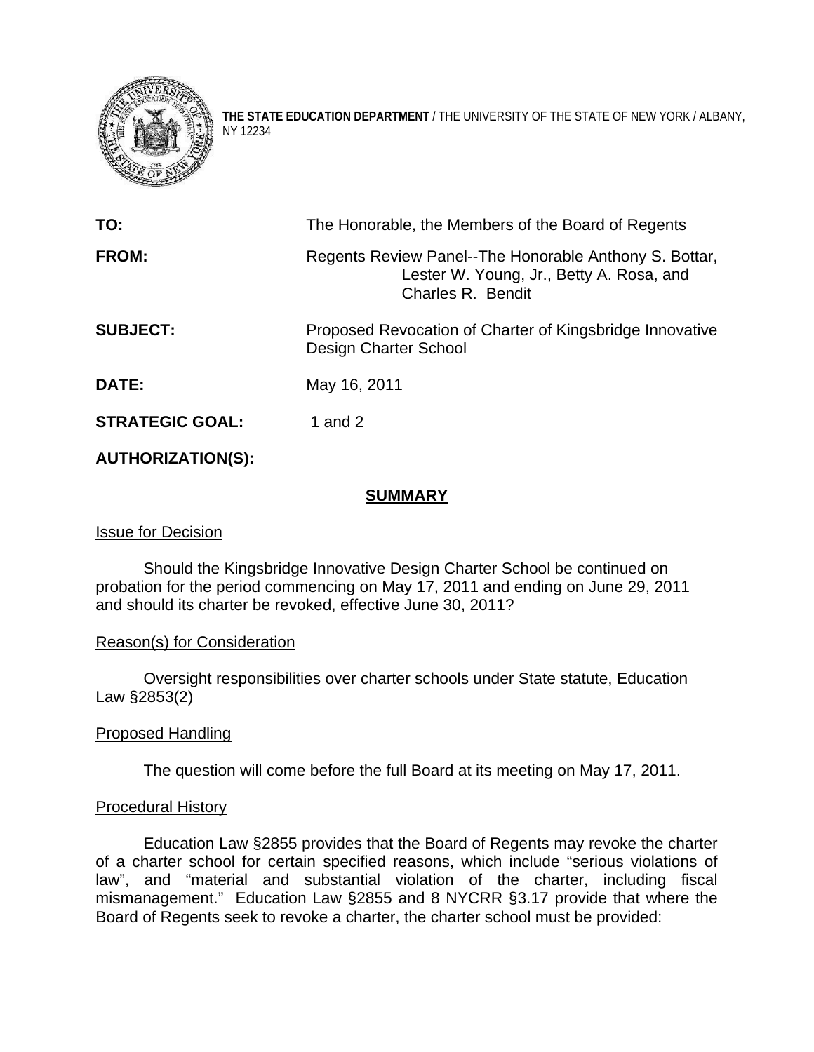**THE STATE EDUCATION DEPARTMENT** / THE UNIVERSITY OF THE STATE OF NEW YORK / ALBANY, NY 12234

| | |
|---|---|
| **TO:** | The Honorable, the Members of the Board of Regents |
| **FROM:** | Regents Review Panel--The Honorable Anthony S. Bottar, Lester W. Young, Jr., Betty A. Rosa, and Charles R. Bendit |
| **SUBJECT:** | Proposed Revocation of Charter of Kingsbridge Innovative Design Charter School |
| **DATE:** | May 16, 2011 |
| **STRATEGIC GOAL:** | 1 and 2 |
| **AUTHORIZATION(S):** | |

## SUMMARY

### Issue for Decision

Should the Kingsbridge Innovative Design Charter School be continued on probation for the period commencing on May 17, 2011 and ending on June 29, 2011 and should its charter be revoked, effective June 30, 2011?

### Reason(s) for Consideration

Oversight responsibilities over charter schools under State statute, Education Law §2853(2)

### Proposed Handling

The question will come before the full Board at its meeting on May 17, 2011.

### Procedural History

Education Law §2855 provides that the Board of Regents may revoke the charter of a charter school for certain specified reasons, which include "serious violations of law", and "material and substantial violation of the charter, including fiscal mismanagement." Education Law §2855 and 8 NYCRR §3.17 provide that where the Board of Regents seek to revoke a charter, the charter school must be provided: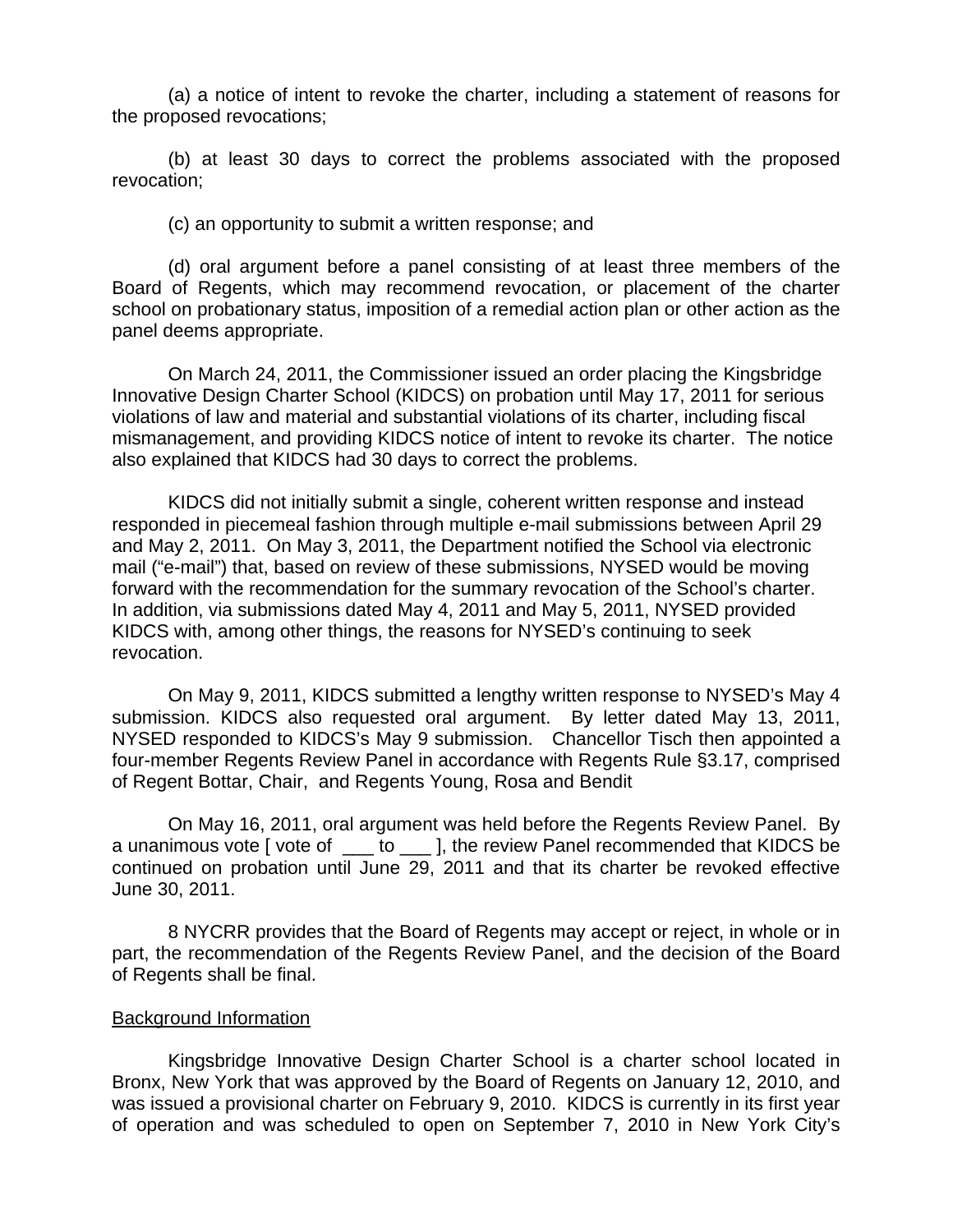(a) a notice of intent to revoke the charter, including a statement of reasons for the proposed revocations;

(b) at least 30 days to correct the problems associated with the proposed revocation;

(c) an opportunity to submit a written response; and

(d) oral argument before a panel consisting of at least three members of the Board of Regents, which may recommend revocation, or placement of the charter school on probationary status, imposition of a remedial action plan or other action as the panel deems appropriate.

On March 24, 2011, the Commissioner issued an order placing the Kingsbridge Innovative Design Charter School (KIDCS) on probation until May 17, 2011 for serious violations of law and material and substantial violations of its charter, including fiscal mismanagement, and providing KIDCS notice of intent to revoke its charter. The notice also explained that KIDCS had 30 days to correct the problems.

KIDCS did not initially submit a single, coherent written response and instead responded in piecemeal fashion through multiple e-mail submissions between April 29 and May 2, 2011. On May 3, 2011, the Department notified the School via electronic mail ("e-mail") that, based on review of these submissions, NYSED would be moving forward with the recommendation for the summary revocation of the School's charter. In addition, via submissions dated May 4, 2011 and May 5, 2011, NYSED provided KIDCS with, among other things, the reasons for NYSED's continuing to seek revocation.

On May 9, 2011, KIDCS submitted a lengthy written response to NYSED's May 4 submission. KIDCS also requested oral argument. By letter dated May 13, 2011, NYSED responded to KIDCS's May 9 submission. Chancellor Tisch then appointed a four-member Regents Review Panel in accordance with Regents Rule §3.17, comprised of Regent Bottar, Chair, and Regents Young, Rosa and Bendit

On May 16, 2011, oral argument was held before the Regents Review Panel. By a unanimous vote [ vote of ___ to ___ ], the review Panel recommended that KIDCS be continued on probation until June 29, 2011 and that its charter be revoked effective June 30, 2011.

8 NYCRR provides that the Board of Regents may accept or reject, in whole or in part, the recommendation of the Regents Review Panel, and the decision of the Board of Regents shall be final.

Background Information

Kingsbridge Innovative Design Charter School is a charter school located in Bronx, New York that was approved by the Board of Regents on January 12, 2010, and was issued a provisional charter on February 9, 2010. KIDCS is currently in its first year of operation and was scheduled to open on September 7, 2010 in New York City's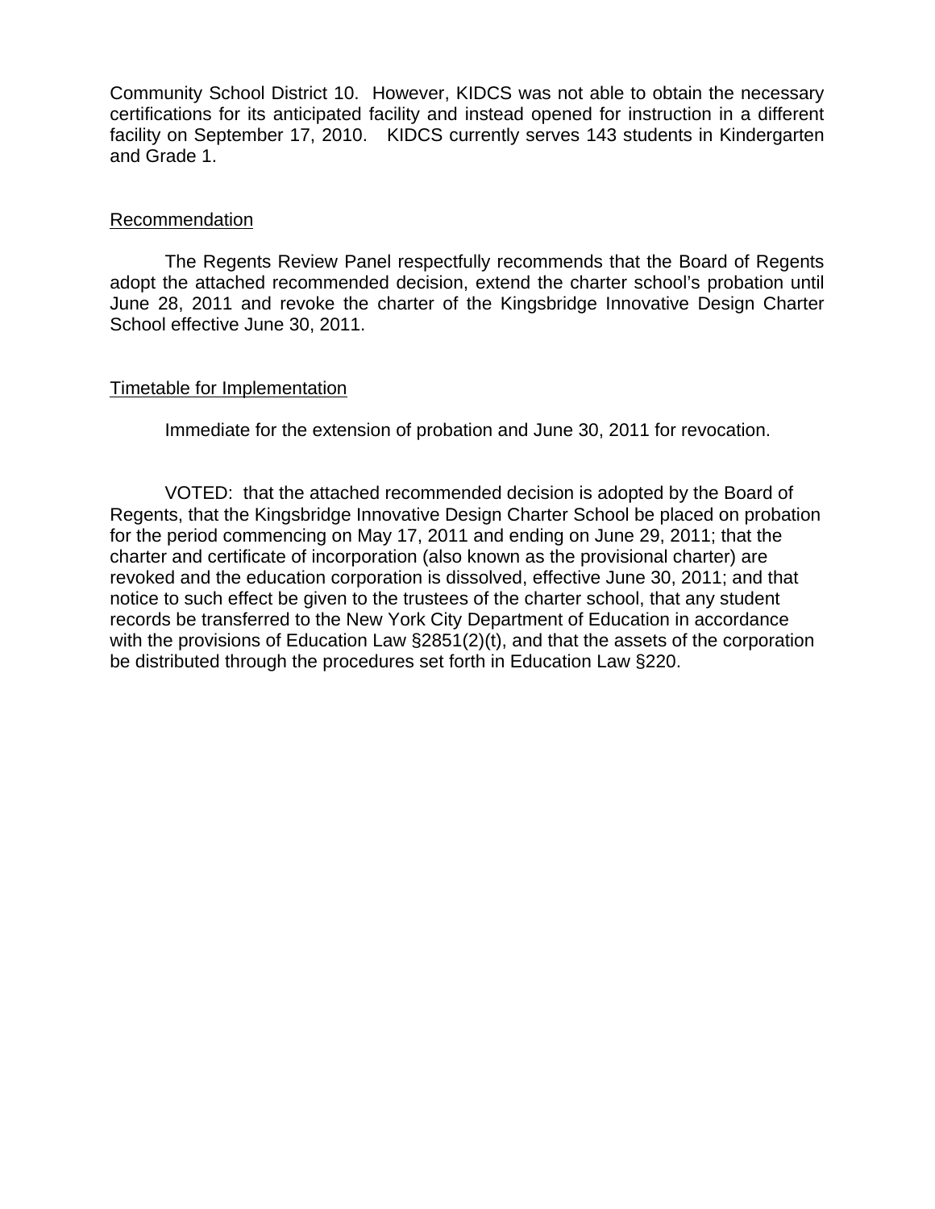Community School District 10. However, KIDCS was not able to obtain the necessary certifications for its anticipated facility and instead opened for instruction in a different facility on September 17, 2010. KIDCS currently serves 143 students in Kindergarten and Grade 1.

Recommendation

The Regents Review Panel respectfully recommends that the Board of Regents adopt the attached recommended decision, extend the charter school's probation until June 28, 2011 and revoke the charter of the Kingsbridge Innovative Design Charter School effective June 30, 2011.

Timetable for Implementation

Immediate for the extension of probation and June 30, 2011 for revocation.

VOTED: that the attached recommended decision is adopted by the Board of Regents, that the Kingsbridge Innovative Design Charter School be placed on probation for the period commencing on May 17, 2011 and ending on June 29, 2011; that the charter and certificate of incorporation (also known as the provisional charter) are revoked and the education corporation is dissolved, effective June 30, 2011; and that notice to such effect be given to the trustees of the charter school, that any student records be transferred to the New York City Department of Education in accordance with the provisions of Education Law §2851(2)(t), and that the assets of the corporation be distributed through the procedures set forth in Education Law §220.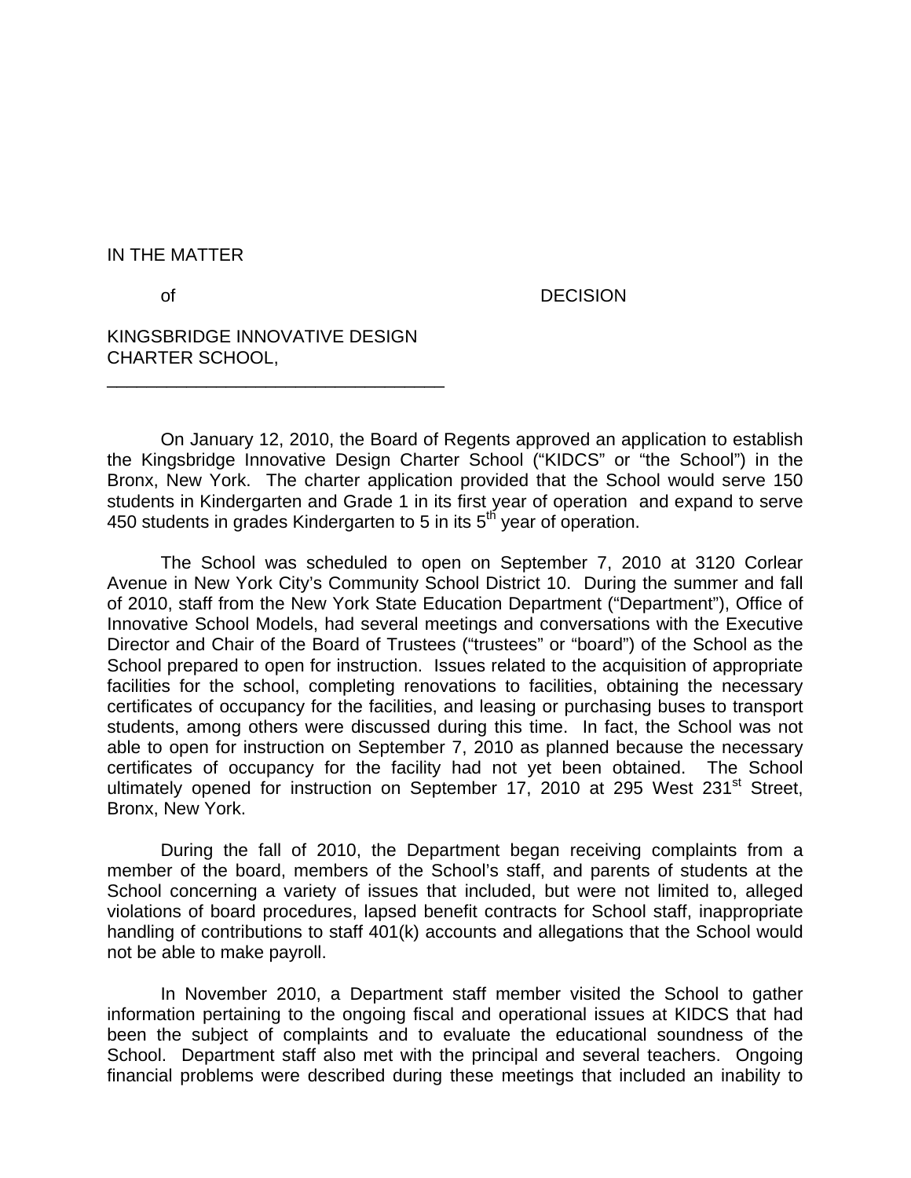IN THE MATTER

of DECISION

KINGSBRIDGE INNOVATIVE DESIGN CHARTER SCHOOL,

---

On January 12, 2010, the Board of Regents approved an application to establish the Kingsbridge Innovative Design Charter School ("KIDCS" or "the School") in the Bronx, New York. The charter application provided that the School would serve 150 students in Kindergarten and Grade 1 in its first year of operation and expand to serve 450 students in grades Kindergarten to 5 in its 5th year of operation.

The School was scheduled to open on September 7, 2010 at 3120 Corlear Avenue in New York City's Community School District 10. During the summer and fall of 2010, staff from the New York State Education Department ("Department"), Office of Innovative School Models, had several meetings and conversations with the Executive Director and Chair of the Board of Trustees ("trustees" or "board") of the School as the School prepared to open for instruction. Issues related to the acquisition of appropriate facilities for the school, completing renovations to facilities, obtaining the necessary certificates of occupancy for the facilities, and leasing or purchasing buses to transport students, among others were discussed during this time. In fact, the School was not able to open for instruction on September 7, 2010 as planned because the necessary certificates of occupancy for the facility had not yet been obtained. The School ultimately opened for instruction on September 17, 2010 at 295 West 231st Street, Bronx, New York.

During the fall of 2010, the Department began receiving complaints from a member of the board, members of the School's staff, and parents of students at the School concerning a variety of issues that included, but were not limited to, alleged violations of board procedures, lapsed benefit contracts for School staff, inappropriate handling of contributions to staff 401(k) accounts and allegations that the School would not be able to make payroll.

In November 2010, a Department staff member visited the School to gather information pertaining to the ongoing fiscal and operational issues at KIDCS that had been the subject of complaints and to evaluate the educational soundness of the School. Department staff also met with the principal and several teachers. Ongoing financial problems were described during these meetings that included an inability to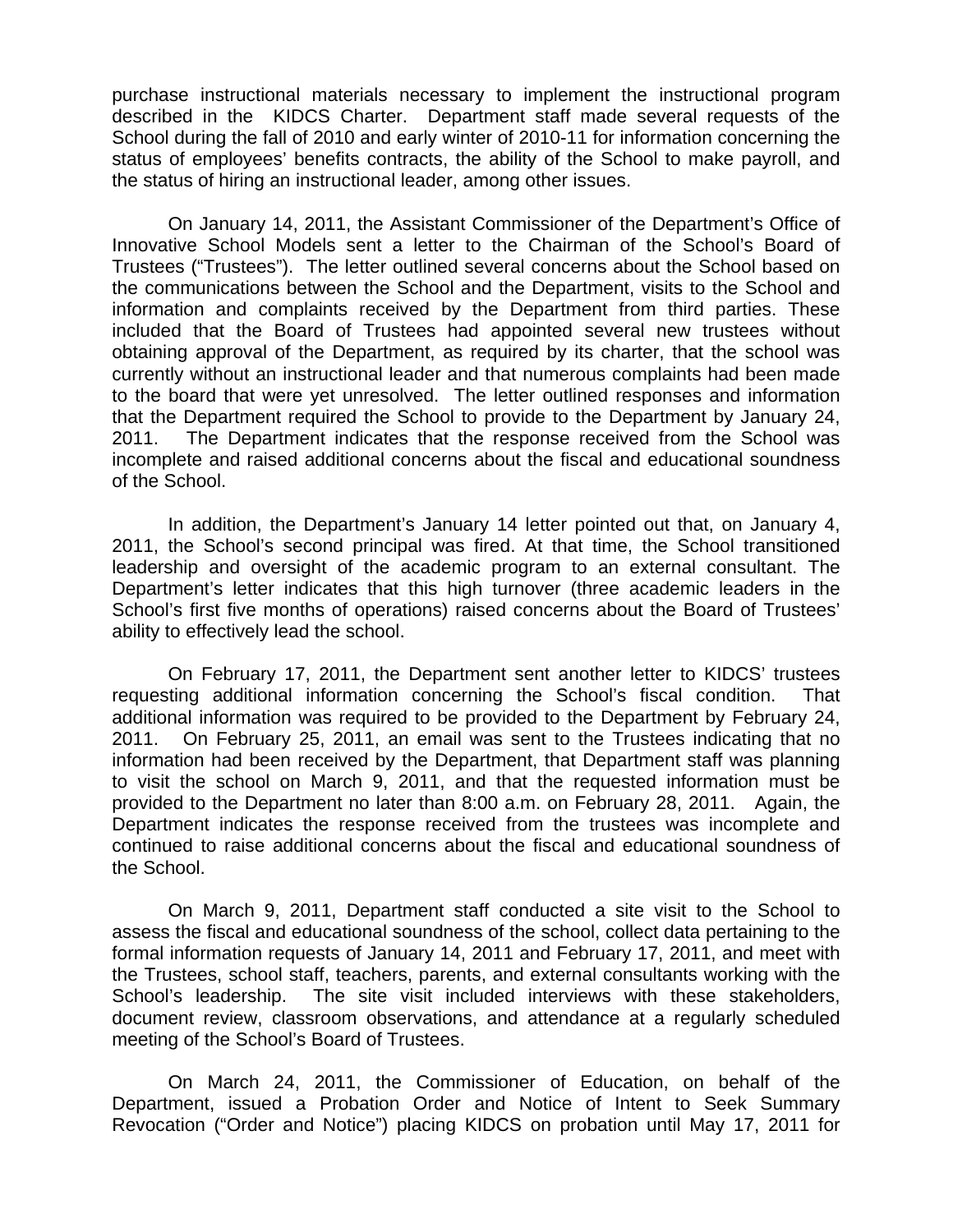purchase instructional materials necessary to implement the instructional program described in the KIDCS Charter. Department staff made several requests of the School during the fall of 2010 and early winter of 2010-11 for information concerning the status of employees' benefits contracts, the ability of the School to make payroll, and the status of hiring an instructional leader, among other issues.

On January 14, 2011, the Assistant Commissioner of the Department's Office of Innovative School Models sent a letter to the Chairman of the School's Board of Trustees ("Trustees"). The letter outlined several concerns about the School based on the communications between the School and the Department, visits to the School and information and complaints received by the Department from third parties. These included that the Board of Trustees had appointed several new trustees without obtaining approval of the Department, as required by its charter, that the school was currently without an instructional leader and that numerous complaints had been made to the board that were yet unresolved. The letter outlined responses and information that the Department required the School to provide to the Department by January 24, 2011. The Department indicates that the response received from the School was incomplete and raised additional concerns about the fiscal and educational soundness of the School.

In addition, the Department's January 14 letter pointed out that, on January 4, 2011, the School's second principal was fired. At that time, the School transitioned leadership and oversight of the academic program to an external consultant. The Department's letter indicates that this high turnover (three academic leaders in the School's first five months of operations) raised concerns about the Board of Trustees' ability to effectively lead the school.

On February 17, 2011, the Department sent another letter to KIDCS' trustees requesting additional information concerning the School's fiscal condition. That additional information was required to be provided to the Department by February 24, 2011. On February 25, 2011, an email was sent to the Trustees indicating that no information had been received by the Department, that Department staff was planning to visit the school on March 9, 2011, and that the requested information must be provided to the Department no later than 8:00 a.m. on February 28, 2011. Again, the Department indicates the response received from the trustees was incomplete and continued to raise additional concerns about the fiscal and educational soundness of the School.

On March 9, 2011, Department staff conducted a site visit to the School to assess the fiscal and educational soundness of the school, collect data pertaining to the formal information requests of January 14, 2011 and February 17, 2011, and meet with the Trustees, school staff, teachers, parents, and external consultants working with the School's leadership. The site visit included interviews with these stakeholders, document review, classroom observations, and attendance at a regularly scheduled meeting of the School's Board of Trustees.

On March 24, 2011, the Commissioner of Education, on behalf of the Department, issued a Probation Order and Notice of Intent to Seek Summary Revocation ("Order and Notice") placing KIDCS on probation until May 17, 2011 for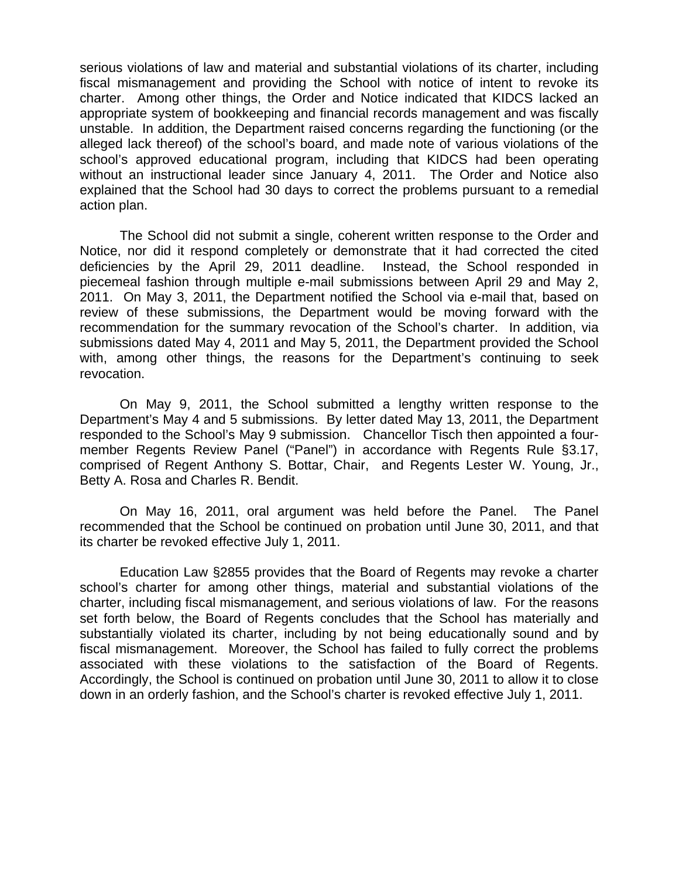serious violations of law and material and substantial violations of its charter, including fiscal mismanagement and providing the School with notice of intent to revoke its charter. Among other things, the Order and Notice indicated that KIDCS lacked an appropriate system of bookkeeping and financial records management and was fiscally unstable. In addition, the Department raised concerns regarding the functioning (or the alleged lack thereof) of the school's board, and made note of various violations of the school's approved educational program, including that KIDCS had been operating without an instructional leader since January 4, 2011. The Order and Notice also explained that the School had 30 days to correct the problems pursuant to a remedial action plan.

The School did not submit a single, coherent written response to the Order and Notice, nor did it respond completely or demonstrate that it had corrected the cited deficiencies by the April 29, 2011 deadline. Instead, the School responded in piecemeal fashion through multiple e-mail submissions between April 29 and May 2, 2011. On May 3, 2011, the Department notified the School via e-mail that, based on review of these submissions, the Department would be moving forward with the recommendation for the summary revocation of the School's charter. In addition, via submissions dated May 4, 2011 and May 5, 2011, the Department provided the School with, among other things, the reasons for the Department's continuing to seek revocation.

On May 9, 2011, the School submitted a lengthy written response to the Department's May 4 and 5 submissions. By letter dated May 13, 2011, the Department responded to the School's May 9 submission. Chancellor Tisch then appointed a four-member Regents Review Panel ("Panel") in accordance with Regents Rule §3.17, comprised of Regent Anthony S. Bottar, Chair, and Regents Lester W. Young, Jr., Betty A. Rosa and Charles R. Bendit.

On May 16, 2011, oral argument was held before the Panel. The Panel recommended that the School be continued on probation until June 30, 2011, and that its charter be revoked effective July 1, 2011.

Education Law §2855 provides that the Board of Regents may revoke a charter school's charter for among other things, material and substantial violations of the charter, including fiscal mismanagement, and serious violations of law. For the reasons set forth below, the Board of Regents concludes that the School has materially and substantially violated its charter, including by not being educationally sound and by fiscal mismanagement. Moreover, the School has failed to fully correct the problems associated with these violations to the satisfaction of the Board of Regents. Accordingly, the School is continued on probation until June 30, 2011 to allow it to close down in an orderly fashion, and the School's charter is revoked effective July 1, 2011.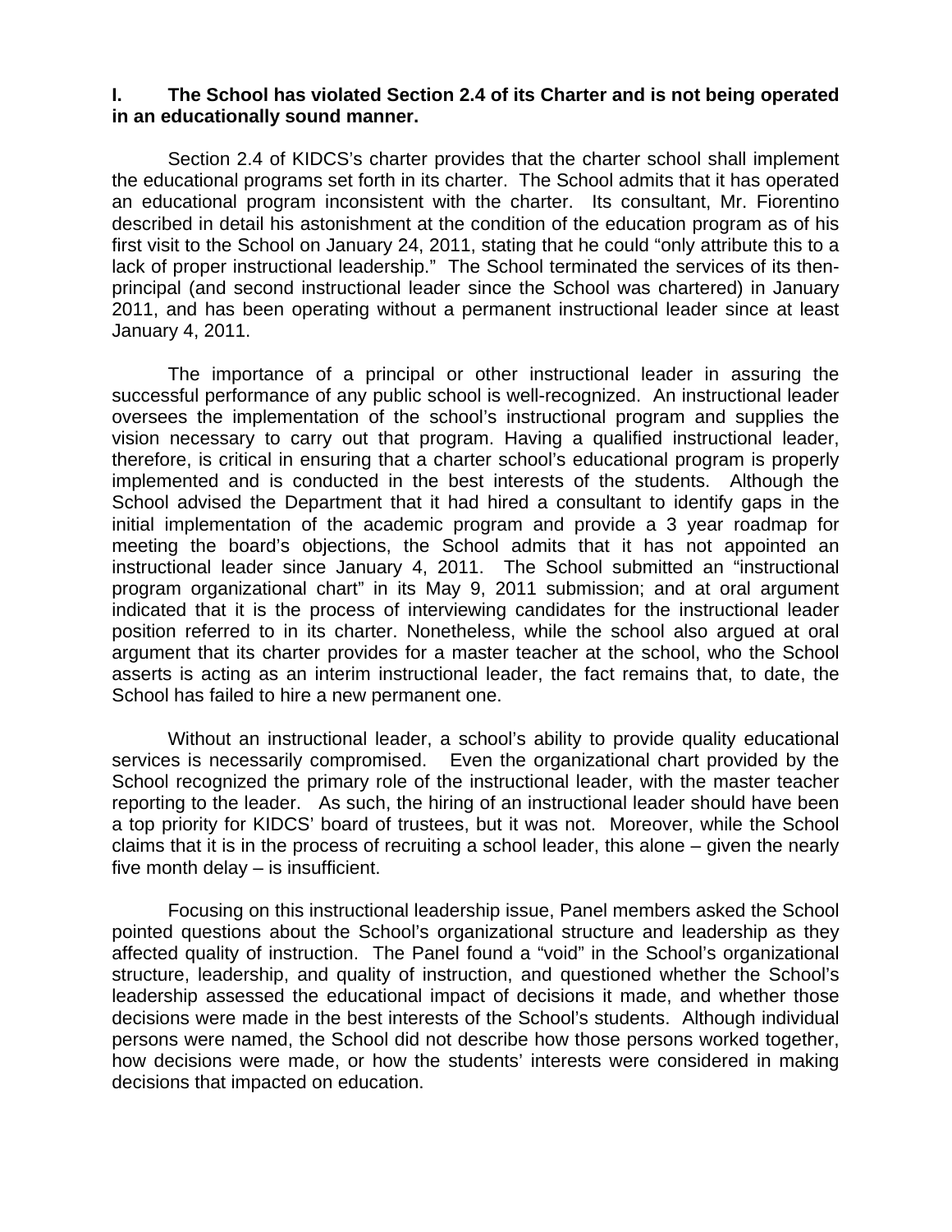## I. The School has violated Section 2.4 of its Charter and is not being operated in an educationally sound manner.

Section 2.4 of KIDCS's charter provides that the charter school shall implement the educational programs set forth in its charter. The School admits that it has operated an educational program inconsistent with the charter. Its consultant, Mr. Fiorentino described in detail his astonishment at the condition of the education program as of his first visit to the School on January 24, 2011, stating that he could "only attribute this to a lack of proper instructional leadership." The School terminated the services of its then-principal (and second instructional leader since the School was chartered) in January 2011, and has been operating without a permanent instructional leader since at least January 4, 2011.

The importance of a principal or other instructional leader in assuring the successful performance of any public school is well-recognized. An instructional leader oversees the implementation of the school's instructional program and supplies the vision necessary to carry out that program. Having a qualified instructional leader, therefore, is critical in ensuring that a charter school's educational program is properly implemented and is conducted in the best interests of the students. Although the School advised the Department that it had hired a consultant to identify gaps in the initial implementation of the academic program and provide a 3 year roadmap for meeting the board's objections, the School admits that it has not appointed an instructional leader since January 4, 2011. The School submitted an "instructional program organizational chart" in its May 9, 2011 submission; and at oral argument indicated that it is the process of interviewing candidates for the instructional leader position referred to in its charter. Nonetheless, while the school also argued at oral argument that its charter provides for a master teacher at the school, who the School asserts is acting as an interim instructional leader, the fact remains that, to date, the School has failed to hire a new permanent one.

Without an instructional leader, a school's ability to provide quality educational services is necessarily compromised. Even the organizational chart provided by the School recognized the primary role of the instructional leader, with the master teacher reporting to the leader. As such, the hiring of an instructional leader should have been a top priority for KIDCS' board of trustees, but it was not. Moreover, while the School claims that it is in the process of recruiting a school leader, this alone – given the nearly five month delay – is insufficient.

Focusing on this instructional leadership issue, Panel members asked the School pointed questions about the School's organizational structure and leadership as they affected quality of instruction. The Panel found a "void" in the School's organizational structure, leadership, and quality of instruction, and questioned whether the School's leadership assessed the educational impact of decisions it made, and whether those decisions were made in the best interests of the School's students. Although individual persons were named, the School did not describe how those persons worked together, how decisions were made, or how the students' interests were considered in making decisions that impacted on education.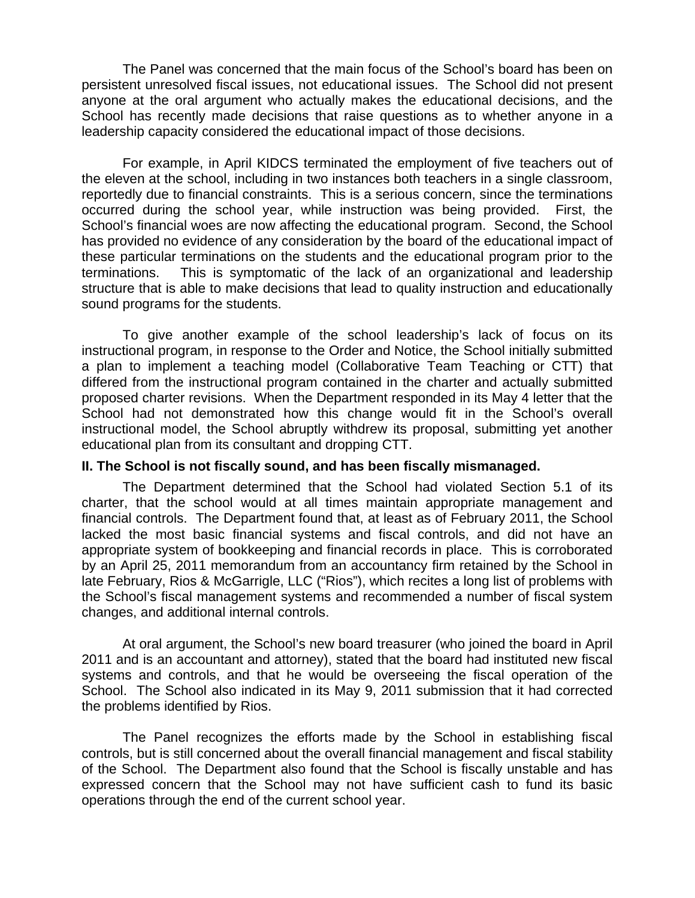The Panel was concerned that the main focus of the School's board has been on persistent unresolved fiscal issues, not educational issues. The School did not present anyone at the oral argument who actually makes the educational decisions, and the School has recently made decisions that raise questions as to whether anyone in a leadership capacity considered the educational impact of those decisions.

For example, in April KIDCS terminated the employment of five teachers out of the eleven at the school, including in two instances both teachers in a single classroom, reportedly due to financial constraints. This is a serious concern, since the terminations occurred during the school year, while instruction was being provided. First, the School's financial woes are now affecting the educational program. Second, the School has provided no evidence of any consideration by the board of the educational impact of these particular terminations on the students and the educational program prior to the terminations. This is symptomatic of the lack of an organizational and leadership structure that is able to make decisions that lead to quality instruction and educationally sound programs for the students.

To give another example of the school leadership's lack of focus on its instructional program, in response to the Order and Notice, the School initially submitted a plan to implement a teaching model (Collaborative Team Teaching or CTT) that differed from the instructional program contained in the charter and actually submitted proposed charter revisions. When the Department responded in its May 4 letter that the School had not demonstrated how this change would fit in the School's overall instructional model, the School abruptly withdrew its proposal, submitting yet another educational plan from its consultant and dropping CTT.

**II. The School is not fiscally sound, and has been fiscally mismanaged.**

The Department determined that the School had violated Section 5.1 of its charter, that the school would at all times maintain appropriate management and financial controls. The Department found that, at least as of February 2011, the School lacked the most basic financial systems and fiscal controls, and did not have an appropriate system of bookkeeping and financial records in place. This is corroborated by an April 25, 2011 memorandum from an accountancy firm retained by the School in late February, Rios & McGarrigle, LLC ("Rios"), which recites a long list of problems with the School's fiscal management systems and recommended a number of fiscal system changes, and additional internal controls.

At oral argument, the School's new board treasurer (who joined the board in April 2011 and is an accountant and attorney), stated that the board had instituted new fiscal systems and controls, and that he would be overseeing the fiscal operation of the School. The School also indicated in its May 9, 2011 submission that it had corrected the problems identified by Rios.

The Panel recognizes the efforts made by the School in establishing fiscal controls, but is still concerned about the overall financial management and fiscal stability of the School. The Department also found that the School is fiscally unstable and has expressed concern that the School may not have sufficient cash to fund its basic operations through the end of the current school year.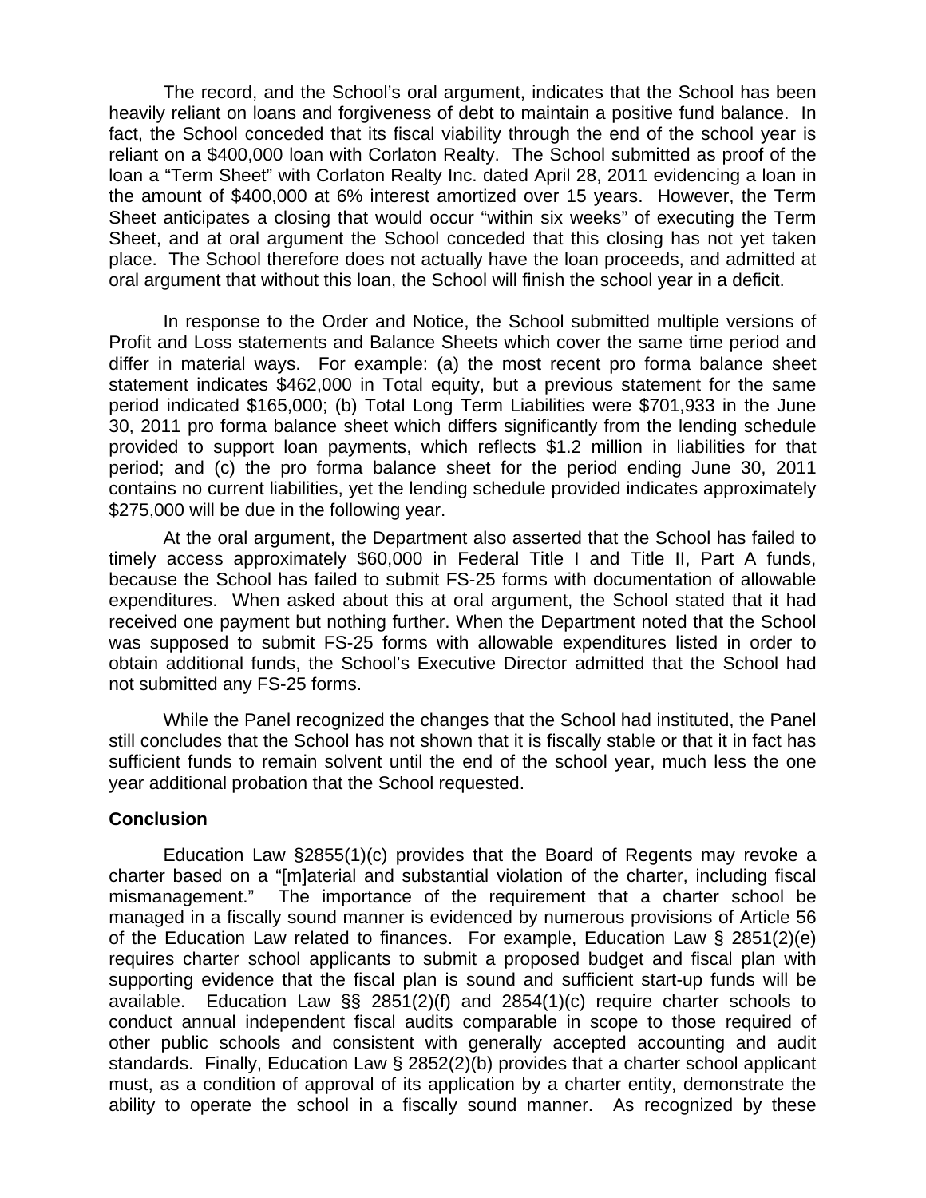The record, and the School's oral argument, indicates that the School has been heavily reliant on loans and forgiveness of debt to maintain a positive fund balance. In fact, the School conceded that its fiscal viability through the end of the school year is reliant on a $400,000 loan with Corlaton Realty. The School submitted as proof of the loan a "Term Sheet" with Corlaton Realty Inc. dated April 28, 2011 evidencing a loan in the amount of $400,000 at 6% interest amortized over 15 years. However, the Term Sheet anticipates a closing that would occur "within six weeks" of executing the Term Sheet, and at oral argument the School conceded that this closing has not yet taken place. The School therefore does not actually have the loan proceeds, and admitted at oral argument that without this loan, the School will finish the school year in a deficit.

In response to the Order and Notice, the School submitted multiple versions of Profit and Loss statements and Balance Sheets which cover the same time period and differ in material ways. For example: (a) the most recent pro forma balance sheet statement indicates $462,000 in Total equity, but a previous statement for the same period indicated $165,000; (b) Total Long Term Liabilities were $701,933 in the June 30, 2011 pro forma balance sheet which differs significantly from the lending schedule provided to support loan payments, which reflects $1.2 million in liabilities for that period; and (c) the pro forma balance sheet for the period ending June 30, 2011 contains no current liabilities, yet the lending schedule provided indicates approximately $275,000 will be due in the following year.

At the oral argument, the Department also asserted that the School has failed to timely access approximately $60,000 in Federal Title I and Title II, Part A funds, because the School has failed to submit FS-25 forms with documentation of allowable expenditures. When asked about this at oral argument, the School stated that it had received one payment but nothing further. When the Department noted that the School was supposed to submit FS-25 forms with allowable expenditures listed in order to obtain additional funds, the School's Executive Director admitted that the School had not submitted any FS-25 forms.

While the Panel recognized the changes that the School had instituted, the Panel still concludes that the School has not shown that it is fiscally stable or that it in fact has sufficient funds to remain solvent until the end of the school year, much less the one year additional probation that the School requested.

**Conclusion**

Education Law §2855(1)(c) provides that the Board of Regents may revoke a charter based on a "[m]aterial and substantial violation of the charter, including fiscal mismanagement." The importance of the requirement that a charter school be managed in a fiscally sound manner is evidenced by numerous provisions of Article 56 of the Education Law related to finances. For example, Education Law § 2851(2)(e) requires charter school applicants to submit a proposed budget and fiscal plan with supporting evidence that the fiscal plan is sound and sufficient start-up funds will be available. Education Law §§ 2851(2)(f) and 2854(1)(c) require charter schools to conduct annual independent fiscal audits comparable in scope to those required of other public schools and consistent with generally accepted accounting and audit standards. Finally, Education Law § 2852(2)(b) provides that a charter school applicant must, as a condition of approval of its application by a charter entity, demonstrate the ability to operate the school in a fiscally sound manner. As recognized by these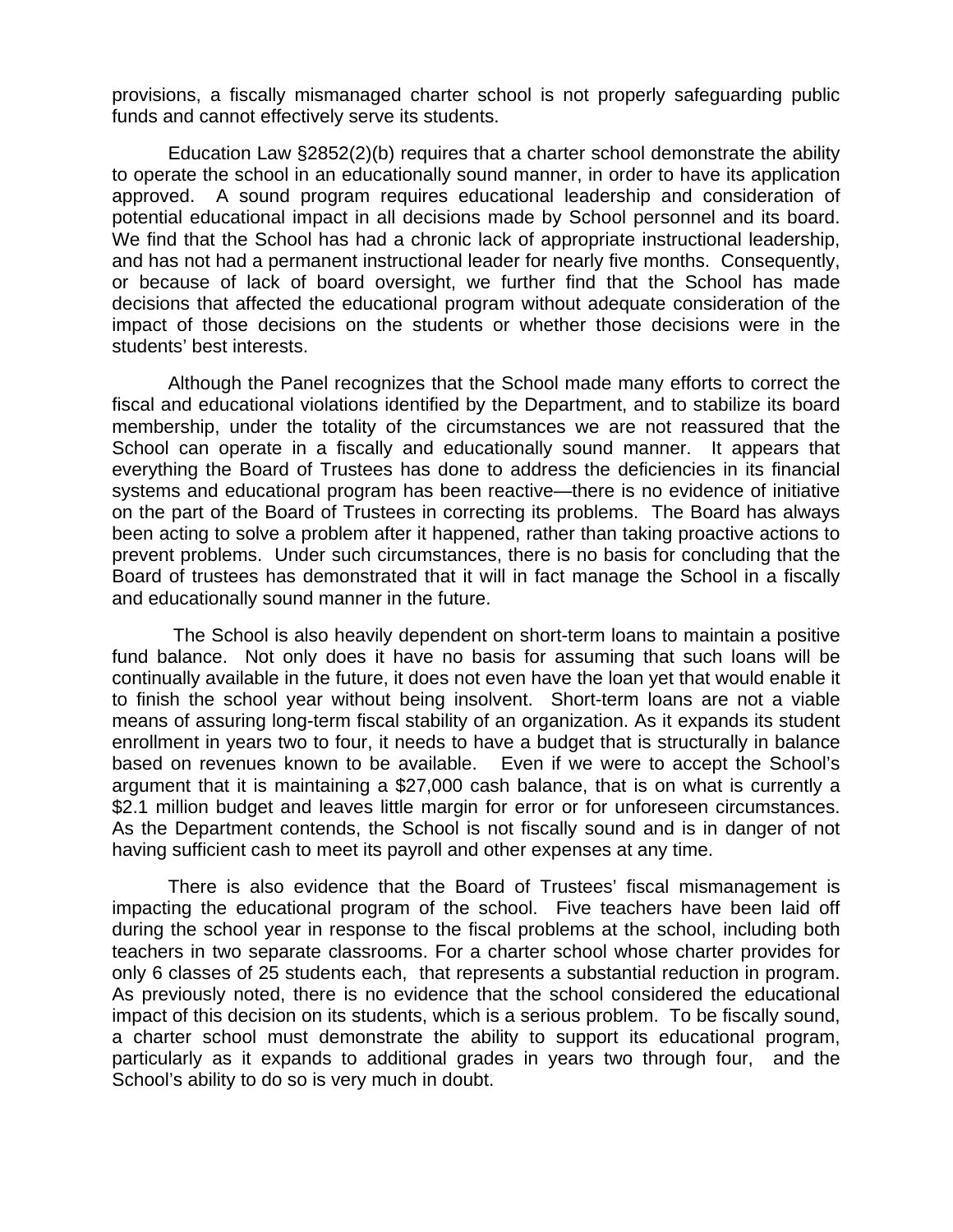provisions, a fiscally mismanaged charter school is not properly safeguarding public funds and cannot effectively serve its students.

Education Law §2852(2)(b) requires that a charter school demonstrate the ability to operate the school in an educationally sound manner, in order to have its application approved. A sound program requires educational leadership and consideration of potential educational impact in all decisions made by School personnel and its board. We find that the School has had a chronic lack of appropriate instructional leadership, and has not had a permanent instructional leader for nearly five months. Consequently, or because of lack of board oversight, we further find that the School has made decisions that affected the educational program without adequate consideration of the impact of those decisions on the students or whether those decisions were in the students' best interests.

Although the Panel recognizes that the School made many efforts to correct the fiscal and educational violations identified by the Department, and to stabilize its board membership, under the totality of the circumstances we are not reassured that the School can operate in a fiscally and educationally sound manner. It appears that everything the Board of Trustees has done to address the deficiencies in its financial systems and educational program has been reactive—there is no evidence of initiative on the part of the Board of Trustees in correcting its problems. The Board has always been acting to solve a problem after it happened, rather than taking proactive actions to prevent problems. Under such circumstances, there is no basis for concluding that the Board of trustees has demonstrated that it will in fact manage the School in a fiscally and educationally sound manner in the future.

The School is also heavily dependent on short-term loans to maintain a positive fund balance. Not only does it have no basis for assuming that such loans will be continually available in the future, it does not even have the loan yet that would enable it to finish the school year without being insolvent. Short-term loans are not a viable means of assuring long-term fiscal stability of an organization. As it expands its student enrollment in years two to four, it needs to have a budget that is structurally in balance based on revenues known to be available. Even if we were to accept the School's argument that it is maintaining a $27,000 cash balance, that is on what is currently a $2.1 million budget and leaves little margin for error or for unforeseen circumstances. As the Department contends, the School is not fiscally sound and is in danger of not having sufficient cash to meet its payroll and other expenses at any time.

There is also evidence that the Board of Trustees' fiscal mismanagement is impacting the educational program of the school. Five teachers have been laid off during the school year in response to the fiscal problems at the school, including both teachers in two separate classrooms. For a charter school whose charter provides for only 6 classes of 25 students each, that represents a substantial reduction in program. As previously noted, there is no evidence that the school considered the educational impact of this decision on its students, which is a serious problem. To be fiscally sound, a charter school must demonstrate the ability to support its educational program, particularly as it expands to additional grades in years two through four, and the School's ability to do so is very much in doubt.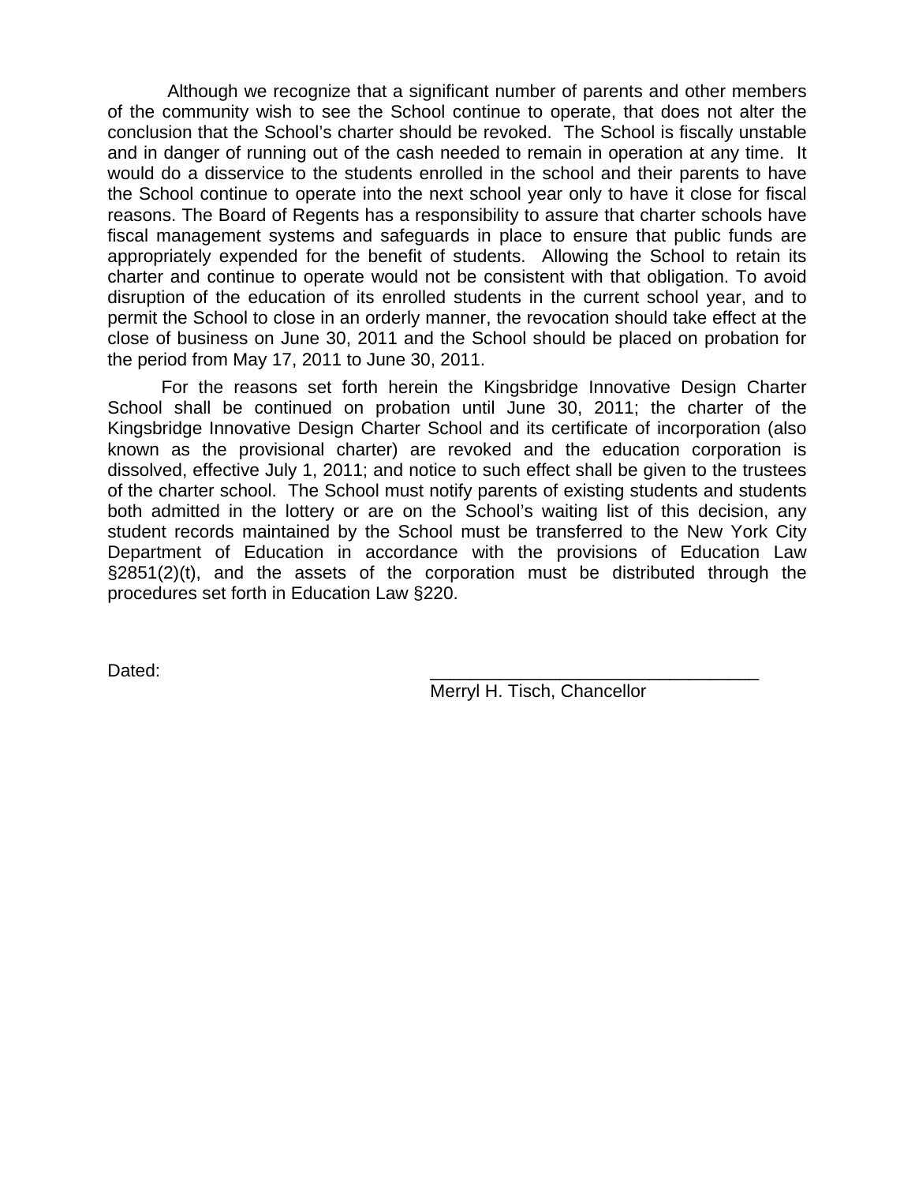Although we recognize that a significant number of parents and other members of the community wish to see the School continue to operate, that does not alter the conclusion that the School's charter should be revoked. The School is fiscally unstable and in danger of running out of the cash needed to remain in operation at any time. It would do a disservice to the students enrolled in the school and their parents to have the School continue to operate into the next school year only to have it close for fiscal reasons. The Board of Regents has a responsibility to assure that charter schools have fiscal management systems and safeguards in place to ensure that public funds are appropriately expended for the benefit of students. Allowing the School to retain its charter and continue to operate would not be consistent with that obligation. To avoid disruption of the education of its enrolled students in the current school year, and to permit the School to close in an orderly manner, the revocation should take effect at the close of business on June 30, 2011 and the School should be placed on probation for the period from May 17, 2011 to June 30, 2011.

For the reasons set forth herein the Kingsbridge Innovative Design Charter School shall be continued on probation until June 30, 2011; the charter of the Kingsbridge Innovative Design Charter School and its certificate of incorporation (also known as the provisional charter) are revoked and the education corporation is dissolved, effective July 1, 2011; and notice to such effect shall be given to the trustees of the charter school. The School must notify parents of existing students and students both admitted in the lottery or are on the School's waiting list of this decision, any student records maintained by the School must be transferred to the New York City Department of Education in accordance with the provisions of Education Law §2851(2)(t), and the assets of the corporation must be distributed through the procedures set forth in Education Law §220.

Dated: ________________________________

Merryl H. Tisch, Chancellor